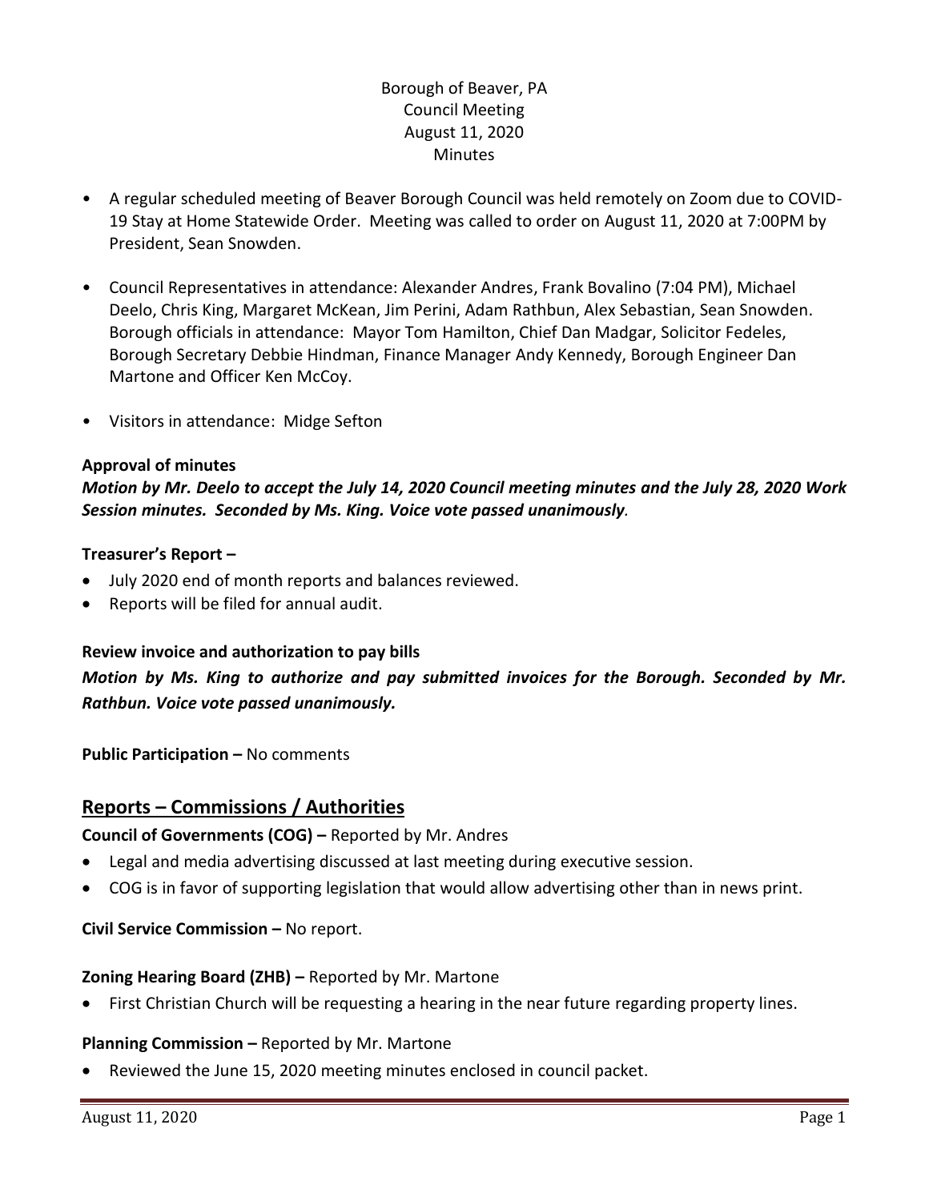# Borough of Beaver, PA
## Council Meeting
## August 11, 2020
## Minutes

- A regular scheduled meeting of Beaver Borough Council was held remotely on Zoom due to COVID-19 Stay at Home Statewide Order. Meeting was called to order on August 11, 2020 at 7:00PM by President, Sean Snowden.
- Council Representatives in attendance: Alexander Andres, Frank Bovalino (7:04 PM), Michael Deelo, Chris King, Margaret McKean, Jim Perini, Adam Rathbun, Alex Sebastian, Sean Snowden. Borough officials in attendance: Mayor Tom Hamilton, Chief Dan Madgar, Solicitor Fedeles, Borough Secretary Debbie Hindman, Finance Manager Andy Kennedy, Borough Engineer Dan Martone and Officer Ken McCoy.
- Visitors in attendance: Midge Sefton

**Approval of minutes**

***Motion by Mr. Deelo to accept the July 14, 2020 Council meeting minutes and the July 28, 2020 Work Session minutes. Seconded by Ms. King. Voice vote passed unanimously*.**

**Treasurer's Report –**

- July 2020 end of month reports and balances reviewed.
- Reports will be filed for annual audit.

**Review invoice and authorization to pay bills**

***Motion by Ms. King to authorize and pay submitted invoices for the Borough. Seconded by Mr. Rathbun. Voice vote passed unanimously.***

**Public Participation –** No comments

## Reports – Commissions / Authorities

**Council of Governments (COG) –** Reported by Mr. Andres

- Legal and media advertising discussed at last meeting during executive session.
- COG is in favor of supporting legislation that would allow advertising other than in news print.

**Civil Service Commission –** No report.

**Zoning Hearing Board (ZHB) –** Reported by Mr. Martone

- First Christian Church will be requesting a hearing in the near future regarding property lines.

**Planning Commission –** Reported by Mr. Martone

- Reviewed the June 15, 2020 meeting minutes enclosed in council packet.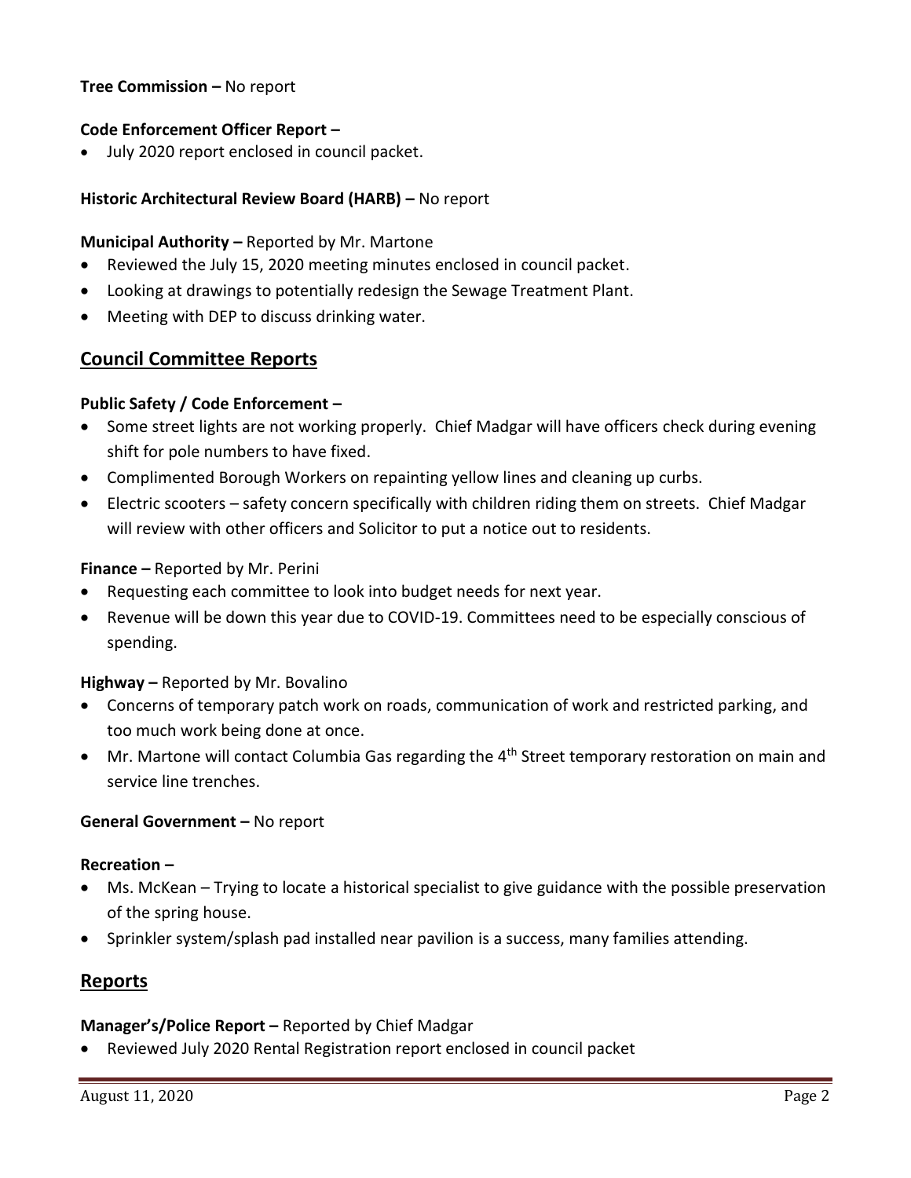**Tree Commission –** No report

**Code Enforcement Officer Report –**

- July 2020 report enclosed in council packet.

**Historic Architectural Review Board (HARB) –** No report

**Municipal Authority –** Reported by Mr. Martone

- Reviewed the July 15, 2020 meeting minutes enclosed in council packet.
- Looking at drawings to potentially redesign the Sewage Treatment Plant.
- Meeting with DEP to discuss drinking water.

## Council Committee Reports

**Public Safety / Code Enforcement –**

- Some street lights are not working properly. Chief Madgar will have officers check during evening shift for pole numbers to have fixed.
- Complimented Borough Workers on repainting yellow lines and cleaning up curbs.
- Electric scooters – safety concern specifically with children riding them on streets. Chief Madgar will review with other officers and Solicitor to put a notice out to residents.

**Finance –** Reported by Mr. Perini

- Requesting each committee to look into budget needs for next year.
- Revenue will be down this year due to COVID-19. Committees need to be especially conscious of spending.

**Highway –** Reported by Mr. Bovalino

- Concerns of temporary patch work on roads, communication of work and restricted parking, and too much work being done at once.
- Mr. Martone will contact Columbia Gas regarding the 4th Street temporary restoration on main and service line trenches.

**General Government –** No report

**Recreation –**

- Ms. McKean – Trying to locate a historical specialist to give guidance with the possible preservation of the spring house.
- Sprinkler system/splash pad installed near pavilion is a success, many families attending.

## Reports

**Manager's/Police Report –** Reported by Chief Madgar

- Reviewed July 2020 Rental Registration report enclosed in council packet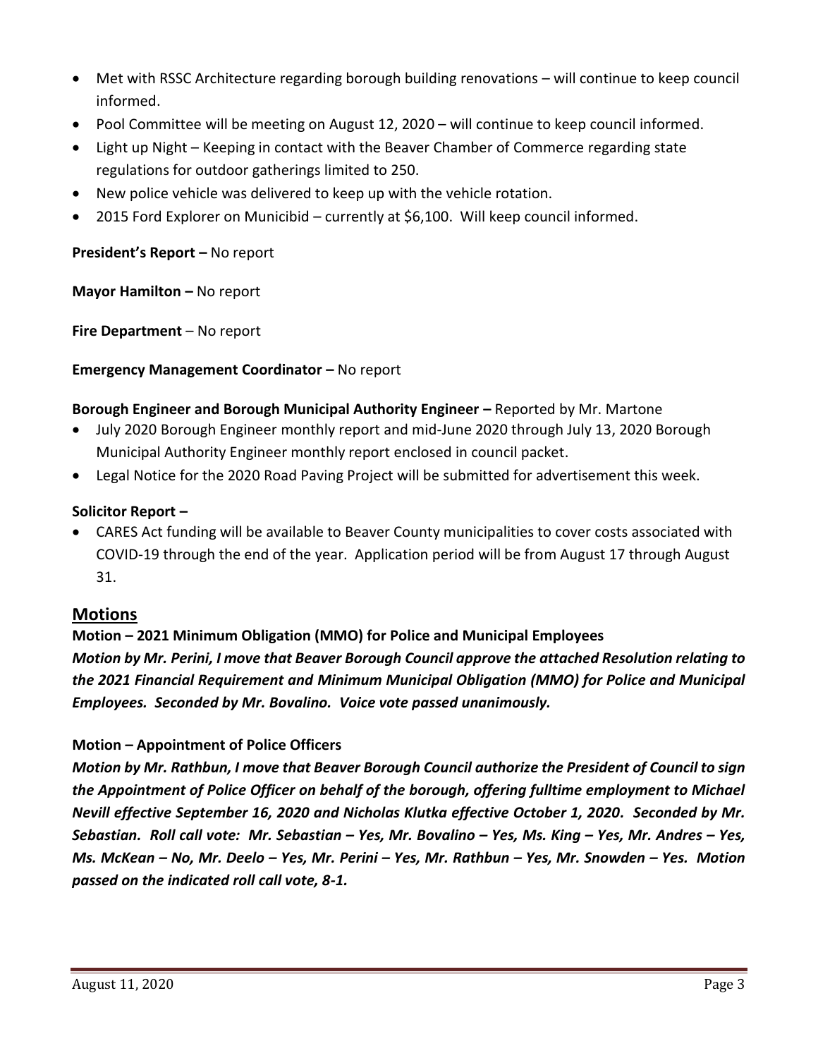- Met with RSSC Architecture regarding borough building renovations – will continue to keep council informed.
- Pool Committee will be meeting on August 12, 2020 – will continue to keep council informed.
- Light up Night – Keeping in contact with the Beaver Chamber of Commerce regarding state regulations for outdoor gatherings limited to 250.
- New police vehicle was delivered to keep up with the vehicle rotation.
- 2015 Ford Explorer on Municibid – currently at $6,100. Will keep council informed.

**President's Report –** No report

**Mayor Hamilton –** No report

**Fire Department** – No report

**Emergency Management Coordinator –** No report

**Borough Engineer and Borough Municipal Authority Engineer –** Reported by Mr. Martone

- July 2020 Borough Engineer monthly report and mid-June 2020 through July 13, 2020 Borough Municipal Authority Engineer monthly report enclosed in council packet.
- Legal Notice for the 2020 Road Paving Project will be submitted for advertisement this week.

**Solicitor Report –**

- CARES Act funding will be available to Beaver County municipalities to cover costs associated with COVID-19 through the end of the year. Application period will be from August 17 through August 31.

## Motions

**Motion – 2021 Minimum Obligation (MMO) for Police and Municipal Employees**

***Motion by Mr. Perini, I move that Beaver Borough Council approve the attached Resolution relating to the 2021 Financial Requirement and Minimum Municipal Obligation (MMO) for Police and Municipal Employees. Seconded by Mr. Bovalino. Voice vote passed unanimously.***

**Motion – Appointment of Police Officers**

***Motion by Mr. Rathbun, I move that Beaver Borough Council authorize the President of Council to sign the Appointment of Police Officer on behalf of the borough, offering fulltime employment to Michael Nevill effective September 16, 2020 and Nicholas Klutka effective October 1, 2020. Seconded by Mr. Sebastian. Roll call vote: Mr. Sebastian – Yes, Mr. Bovalino – Yes, Ms. King – Yes, Mr. Andres – Yes, Ms. McKean – No, Mr. Deelo – Yes, Mr. Perini – Yes, Mr. Rathbun – Yes, Mr. Snowden – Yes. Motion passed on the indicated roll call vote, 8-1.***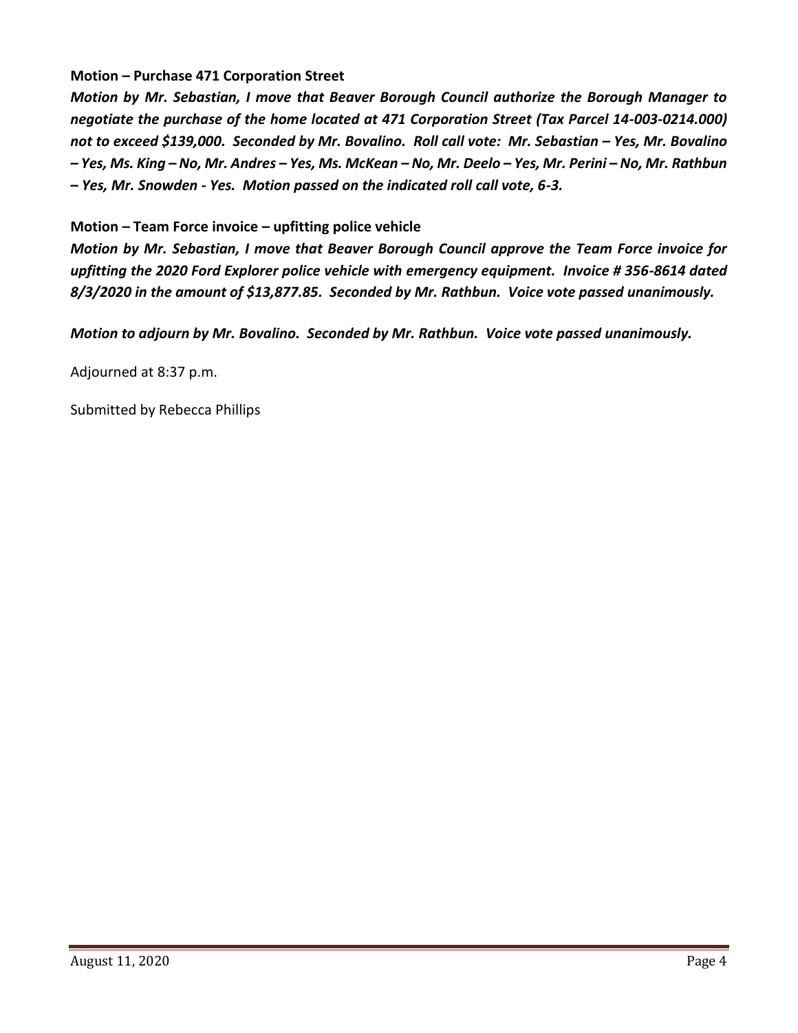**Motion – Purchase 471 Corporation Street**

***Motion by Mr. Sebastian, I move that Beaver Borough Council authorize the Borough Manager to negotiate the purchase of the home located at 471 Corporation Street (Tax Parcel 14-003-0214.000) not to exceed $139,000. Seconded by Mr. Bovalino. Roll call vote: Mr. Sebastian – Yes, Mr. Bovalino – Yes, Ms. King – No, Mr. Andres – Yes, Ms. McKean – No, Mr. Deelo – Yes, Mr. Perini – No, Mr. Rathbun – Yes, Mr. Snowden - Yes. Motion passed on the indicated roll call vote, 6-3.***

**Motion – Team Force invoice – upfitting police vehicle**

***Motion by Mr. Sebastian, I move that Beaver Borough Council approve the Team Force invoice for upfitting the 2020 Ford Explorer police vehicle with emergency equipment. Invoice # 356-8614 dated 8/3/2020 in the amount of $13,877.85. Seconded by Mr. Rathbun. Voice vote passed unanimously.***

***Motion to adjourn by Mr. Bovalino. Seconded by Mr. Rathbun. Voice vote passed unanimously.***

Adjourned at 8:37 p.m.

Submitted by Rebecca Phillips